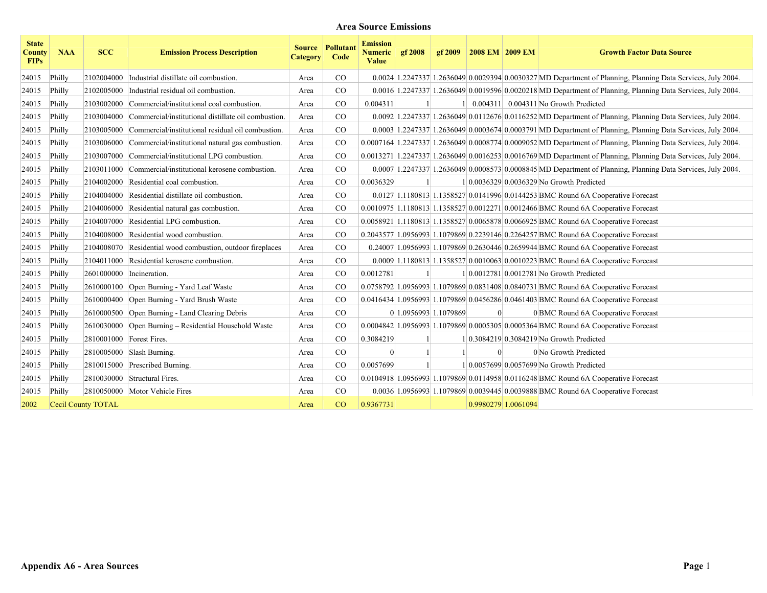# Area Source Emissions

| State County FIPs | NAA | SCC | Emission Process Description | Source Category | Pollutant Code | Emission Numeric Value | gf 2008 | gf 2009 | 2008 EM | 2009 EM | Growth Factor Data Source |
|---|---|---|---|---|---|---|---|---|---|---|---|
| 24015 | Philly | 2102004000 | Industrial distillate oil combustion. | Area | CO | 0.0024 | 1.2247337 | 1.2636049 | 0.0029394 | 0.0030327 | MD Department of Planning, Planning Data Services, July 2004. |
| 24015 | Philly | 2102005000 | Industrial residual oil combustion. | Area | CO | 0.0016 | 1.2247337 | 1.2636049 | 0.0019596 | 0.0020218 | MD Department of Planning, Planning Data Services, July 2004. |
| 24015 | Philly | 2103002000 | Commercial/institutional coal combustion. | Area | CO | 0.004311 | 1 | 1 | 0.004311 | 0.004311 | No Growth Predicted |
| 24015 | Philly | 2103004000 | Commercial/institutional distillate oil combustion. | Area | CO | 0.0092 | 1.2247337 | 1.2636049 | 0.0112676 | 0.0116252 | MD Department of Planning, Planning Data Services, July 2004. |
| 24015 | Philly | 2103005000 | Commercial/institutional residual oil combustion. | Area | CO | 0.0003 | 1.2247337 | 1.2636049 | 0.0003674 | 0.0003791 | MD Department of Planning, Planning Data Services, July 2004. |
| 24015 | Philly | 2103006000 | Commercial/institutional natural gas combustion. | Area | CO | 0.0007164 | 1.2247337 | 1.2636049 | 0.0008774 | 0.0009052 | MD Department of Planning, Planning Data Services, July 2004. |
| 24015 | Philly | 2103007000 | Commercial/institutional LPG combustion. | Area | CO | 0.0013271 | 1.2247337 | 1.2636049 | 0.0016253 | 0.0016769 | MD Department of Planning, Planning Data Services, July 2004. |
| 24015 | Philly | 2103011000 | Commercial/institutional kerosene combustion. | Area | CO | 0.0007 | 1.2247337 | 1.2636049 | 0.0008573 | 0.0008845 | MD Department of Planning, Planning Data Services, July 2004. |
| 24015 | Philly | 2104002000 | Residential coal combustion. | Area | CO | 0.0036329 | 1 | 1 | 0.0036329 | 0.0036329 | No Growth Predicted |
| 24015 | Philly | 2104004000 | Residential distillate oil combustion. | Area | CO | 0.0127 | 1.1180813 | 1.1358527 | 0.0141996 | 0.0144253 | BMC Round 6A Cooperative Forecast |
| 24015 | Philly | 2104006000 | Residential natural gas combustion. | Area | CO | 0.0010975 | 1.1180813 | 1.1358527 | 0.0012271 | 0.0012466 | BMC Round 6A Cooperative Forecast |
| 24015 | Philly | 2104007000 | Residential LPG combustion. | Area | CO | 0.0058921 | 1.1180813 | 1.1358527 | 0.0065878 | 0.0066925 | BMC Round 6A Cooperative Forecast |
| 24015 | Philly | 2104008000 | Residential wood combustion. | Area | CO | 0.2043577 | 1.0956993 | 1.1079869 | 0.2239146 | 0.2264257 | BMC Round 6A Cooperative Forecast |
| 24015 | Philly | 2104008070 | Residential wood combustion, outdoor fireplaces | Area | CO | 0.24007 | 1.0956993 | 1.1079869 | 0.2630446 | 0.2659944 | BMC Round 6A Cooperative Forecast |
| 24015 | Philly | 2104011000 | Residential kerosene combustion. | Area | CO | 0.0009 | 1.1180813 | 1.1358527 | 0.0010063 | 0.0010223 | BMC Round 6A Cooperative Forecast |
| 24015 | Philly | 2601000000 | Incineration. | Area | CO | 0.0012781 | 1 | 1 | 0.0012781 | 0.0012781 | No Growth Predicted |
| 24015 | Philly | 2610000100 | Open Burning - Yard Leaf Waste | Area | CO | 0.0758792 | 1.0956993 | 1.1079869 | 0.0831408 | 0.0840731 | BMC Round 6A Cooperative Forecast |
| 24015 | Philly | 2610000400 | Open Burning - Yard Brush Waste | Area | CO | 0.0416434 | 1.0956993 | 1.1079869 | 0.0456286 | 0.0461403 | BMC Round 6A Cooperative Forecast |
| 24015 | Philly | 2610000500 | Open Burning - Land Clearing Debris | Area | CO | 0 | 1.0956993 | 1.1079869 | 0 | 0 | BMC Round 6A Cooperative Forecast |
| 24015 | Philly | 2610030000 | Open Burning – Residential Household Waste | Area | CO | 0.0004842 | 1.0956993 | 1.1079869 | 0.0005305 | 0.0005364 | BMC Round 6A Cooperative Forecast |
| 24015 | Philly | 2810001000 | Forest Fires. | Area | CO | 0.3084219 | 1 | 1 | 0.3084219 | 0.3084219 | No Growth Predicted |
| 24015 | Philly | 2810005000 | Slash Burning. | Area | CO | 0 | 1 | 1 | 0 | 0 | No Growth Predicted |
| 24015 | Philly | 2810015000 | Prescribed Burning. | Area | CO | 0.0057699 | 1 | 1 | 0.0057699 | 0.0057699 | No Growth Predicted |
| 24015 | Philly | 2810030000 | Structural Fires. | Area | CO | 0.0104918 | 1.0956993 | 1.1079869 | 0.0114958 | 0.0116248 | BMC Round 6A Cooperative Forecast |
| 24015 | Philly | 2810050000 | Motor Vehicle Fires | Area | CO | 0.0036 | 1.0956993 | 1.1079869 | 0.0039445 | 0.0039888 | BMC Round 6A Cooperative Forecast |
| 2002 | Cecil County TOTAL | | | Area | CO | 0.9367731 | | | 0.9980279 | 1.0061094 | |

**Appendix A6 - Area Sources**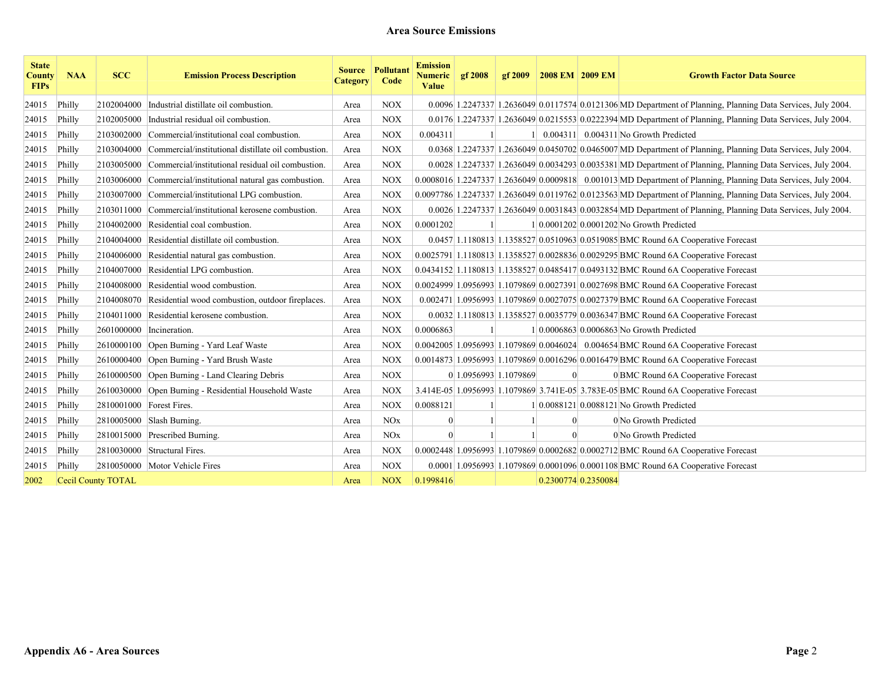## Area Source Emissions

| State County FIPs | NAA | SCC | Emission Process Description | Source Category | Pollutant Code | Emission Numeric Value | gf 2008 | gf 2009 | 2008 EM | 2009 EM | Growth Factor Data Source |
|---|---|---|---|---|---|---|---|---|---|---|---|
| 24015 | Philly | 2102004000 | Industrial distillate oil combustion. | Area | NOX | 0.0096 | 1.2247337 | 1.2636049 | 0.0117574 | 0.0121306 | MD Department of Planning, Planning Data Services, July 2004. |
| 24015 | Philly | 2102005000 | Industrial residual oil combustion. | Area | NOX | 0.0176 | 1.2247337 | 1.2636049 | 0.0215553 | 0.0222394 | MD Department of Planning, Planning Data Services, July 2004. |
| 24015 | Philly | 2103002000 | Commercial/institutional coal combustion. | Area | NOX | 0.004311 | 1 | 1 | 0.004311 | 0.004311 | No Growth Predicted |
| 24015 | Philly | 2103004000 | Commercial/institutional distillate oil combustion. | Area | NOX | 0.0368 | 1.2247337 | 1.2636049 | 0.0450702 | 0.0465007 | MD Department of Planning, Planning Data Services, July 2004. |
| 24015 | Philly | 2103005000 | Commercial/institutional residual oil combustion. | Area | NOX | 0.0028 | 1.2247337 | 1.2636049 | 0.0034293 | 0.0035381 | MD Department of Planning, Planning Data Services, July 2004. |
| 24015 | Philly | 2103006000 | Commercial/institutional natural gas combustion. | Area | NOX | 0.0008016 | 1.2247337 | 1.2636049 | 0.0009818 | 0.001013 | MD Department of Planning, Planning Data Services, July 2004. |
| 24015 | Philly | 2103007000 | Commercial/institutional LPG combustion. | Area | NOX | 0.0097786 | 1.2247337 | 1.2636049 | 0.0119762 | 0.0123563 | MD Department of Planning, Planning Data Services, July 2004. |
| 24015 | Philly | 2103011000 | Commercial/institutional kerosene combustion. | Area | NOX | 0.0026 | 1.2247337 | 1.2636049 | 0.0031843 | 0.0032854 | MD Department of Planning, Planning Data Services, July 2004. |
| 24015 | Philly | 2104002000 | Residential coal combustion. | Area | NOX | 0.0001202 | 1 | 1 | 0.0001202 | 0.0001202 | No Growth Predicted |
| 24015 | Philly | 2104004000 | Residential distillate oil combustion. | Area | NOX | 0.0457 | 1.1180813 | 1.1358527 | 0.0510963 | 0.0519085 | BMC Round 6A Cooperative Forecast |
| 24015 | Philly | 2104006000 | Residential natural gas combustion. | Area | NOX | 0.0025791 | 1.1180813 | 1.1358527 | 0.0028836 | 0.0029295 | BMC Round 6A Cooperative Forecast |
| 24015 | Philly | 2104007000 | Residential LPG combustion. | Area | NOX | 0.0434152 | 1.1180813 | 1.1358527 | 0.0485417 | 0.0493132 | BMC Round 6A Cooperative Forecast |
| 24015 | Philly | 2104008000 | Residential wood combustion. | Area | NOX | 0.0024999 | 1.0956993 | 1.1079869 | 0.0027391 | 0.0027698 | BMC Round 6A Cooperative Forecast |
| 24015 | Philly | 2104008070 | Residential wood combustion, outdoor fireplaces. | Area | NOX | 0.002471 | 1.0956993 | 1.1079869 | 0.0027075 | 0.0027379 | BMC Round 6A Cooperative Forecast |
| 24015 | Philly | 2104011000 | Residential kerosene combustion. | Area | NOX | 0.0032 | 1.1180813 | 1.1358527 | 0.0035779 | 0.0036347 | BMC Round 6A Cooperative Forecast |
| 24015 | Philly | 2601000000 | Incineration. | Area | NOX | 0.0006863 | 1 | 1 | 0.0006863 | 0.0006863 | No Growth Predicted |
| 24015 | Philly | 2610000100 | Open Burning - Yard Leaf Waste | Area | NOX | 0.0042005 | 1.0956993 | 1.1079869 | 0.0046024 | 0.004654 | BMC Round 6A Cooperative Forecast |
| 24015 | Philly | 2610000400 | Open Burning - Yard Brush Waste | Area | NOX | 0.0014873 | 1.0956993 | 1.1079869 | 0.0016296 | 0.0016479 | BMC Round 6A Cooperative Forecast |
| 24015 | Philly | 2610000500 | Open Burning - Land Clearing Debris | Area | NOX | 0 | 1.0956993 | 1.1079869 | 0 | 0 | BMC Round 6A Cooperative Forecast |
| 24015 | Philly | 2610030000 | Open Burning - Residential Household Waste | Area | NOX | 3.414E-05 | 1.0956993 | 1.1079869 | 3.741E-05 | 3.783E-05 | BMC Round 6A Cooperative Forecast |
| 24015 | Philly | 2810001000 | Forest Fires. | Area | NOX | 0.0088121 | 1 | 1 | 0.0088121 | 0.0088121 | No Growth Predicted |
| 24015 | Philly | 2810005000 | Slash Burning. | Area | NOx | 0 | 1 | 1 | 0 | 0 | No Growth Predicted |
| 24015 | Philly | 2810015000 | Prescribed Burning. | Area | NOx | 0 | 1 | 1 | 0 | 0 | No Growth Predicted |
| 24015 | Philly | 2810030000 | Structural Fires. | Area | NOX | 0.0002448 | 1.0956993 | 1.1079869 | 0.0002682 | 0.0002712 | BMC Round 6A Cooperative Forecast |
| 24015 | Philly | 2810050000 | Motor Vehicle Fires | Area | NOX | 0.0001 | 1.0956993 | 1.1079869 | 0.0001096 | 0.0001108 | BMC Round 6A Cooperative Forecast |
| 2002 | Cecil County TOTAL | | | Area | NOX | 0.1998416 | | | 0.2300774 | 0.2350084 | |

**Appendix A6 - Area Sources**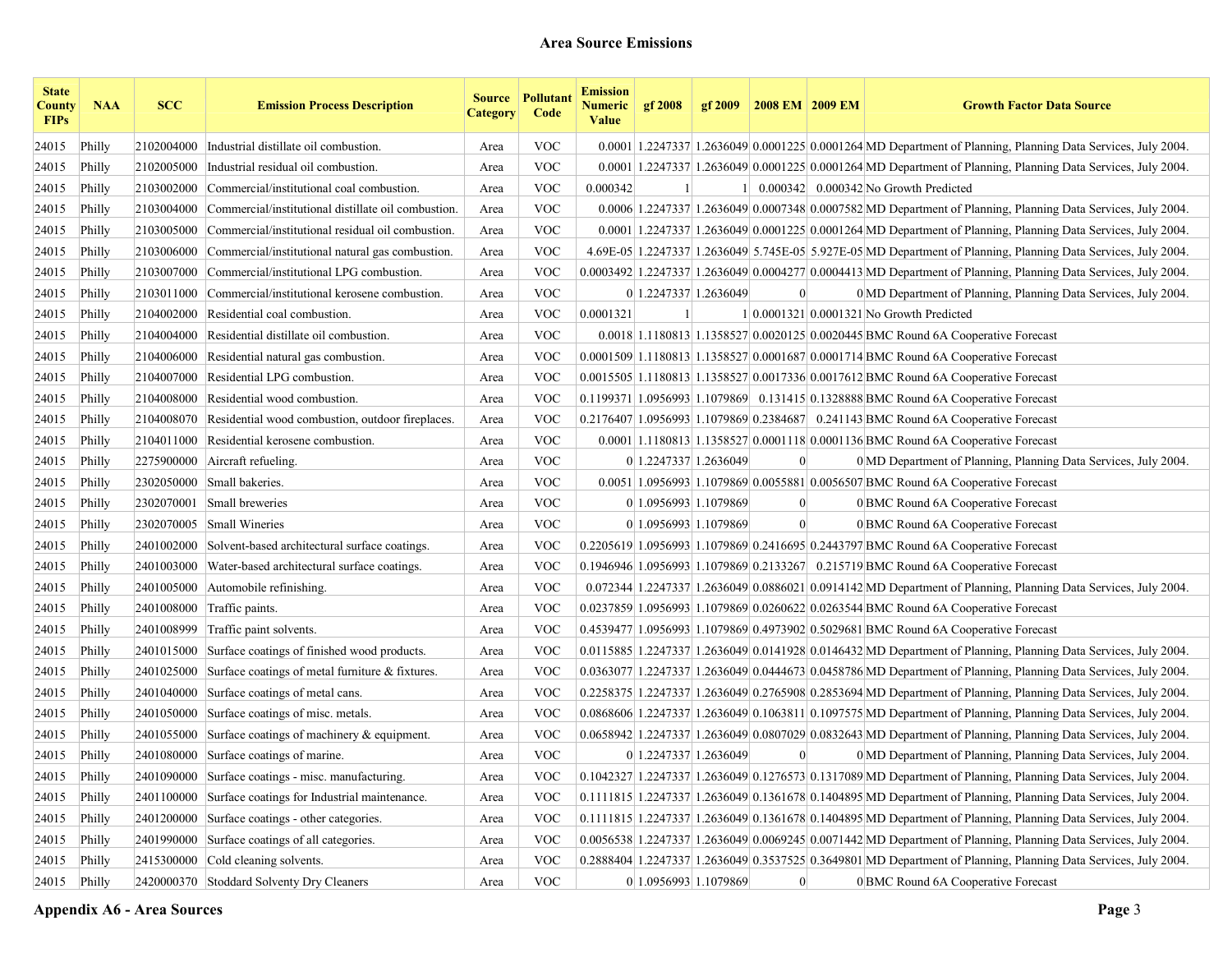## Area Source Emissions

| State County FIPs | NAA | SCC | Emission Process Description | Source Category | Pollutant Code | Emission Numeric Value | gf 2008 | gf 2009 | 2008 EM | 2009 EM | Growth Factor Data Source |
|---|---|---|---|---|---|---|---|---|---|---|---|
| 24015 | Philly | 2102004000 | Industrial distillate oil combustion. | Area | VOC | 0.0001 | 1.2247337 | 1.2636049 | 0.0001225 | 0.0001264 | MD Department of Planning, Planning Data Services, July 2004. |
| 24015 | Philly | 2102005000 | Industrial residual oil combustion. | Area | VOC | 0.0001 | 1.2247337 | 1.2636049 | 0.0001225 | 0.0001264 | MD Department of Planning, Planning Data Services, July 2004. |
| 24015 | Philly | 2103002000 | Commercial/institutional coal combustion. | Area | VOC | 0.000342 | 1 | 1 | 0.000342 | 0.000342 | No Growth Predicted |
| 24015 | Philly | 2103004000 | Commercial/institutional distillate oil combustion. | Area | VOC | 0.0006 | 1.2247337 | 1.2636049 | 0.0007348 | 0.0007582 | MD Department of Planning, Planning Data Services, July 2004. |
| 24015 | Philly | 2103005000 | Commercial/institutional residual oil combustion. | Area | VOC | 0.0001 | 1.2247337 | 1.2636049 | 0.0001225 | 0.0001264 | MD Department of Planning, Planning Data Services, July 2004. |
| 24015 | Philly | 2103006000 | Commercial/institutional natural gas combustion. | Area | VOC | 4.69E-05 | 1.2247337 | 1.2636049 | 5.745E-05 | 5.927E-05 | MD Department of Planning, Planning Data Services, July 2004. |
| 24015 | Philly | 2103007000 | Commercial/institutional LPG combustion. | Area | VOC | 0.0003492 | 1.2247337 | 1.2636049 | 0.0004277 | 0.0004413 | MD Department of Planning, Planning Data Services, July 2004. |
| 24015 | Philly | 2103011000 | Commercial/institutional kerosene combustion. | Area | VOC | 0 | 1.2247337 | 1.2636049 | 0 | 0 | MD Department of Planning, Planning Data Services, July 2004. |
| 24015 | Philly | 2104002000 | Residential coal combustion. | Area | VOC | 0.0001321 | 1 | 1 | 0.0001321 | 0.0001321 | No Growth Predicted |
| 24015 | Philly | 2104004000 | Residential distillate oil combustion. | Area | VOC | 0.0018 | 1.1180813 | 1.1358527 | 0.0020125 | 0.0020445 | BMC Round 6A Cooperative Forecast |
| 24015 | Philly | 2104006000 | Residential natural gas combustion. | Area | VOC | 0.0001509 | 1.1180813 | 1.1358527 | 0.0001687 | 0.0001714 | BMC Round 6A Cooperative Forecast |
| 24015 | Philly | 2104007000 | Residential LPG combustion. | Area | VOC | 0.0015505 | 1.1180813 | 1.1358527 | 0.0017336 | 0.0017612 | BMC Round 6A Cooperative Forecast |
| 24015 | Philly | 2104008000 | Residential wood combustion. | Area | VOC | 0.1199371 | 1.0956993 | 1.1079869 | 0.131415 | 0.1328888 | BMC Round 6A Cooperative Forecast |
| 24015 | Philly | 2104008070 | Residential wood combustion, outdoor fireplaces. | Area | VOC | 0.2176407 | 1.0956993 | 1.1079869 | 0.2384687 | 0.241143 | BMC Round 6A Cooperative Forecast |
| 24015 | Philly | 2104011000 | Residential kerosene combustion. | Area | VOC | 0.0001 | 1.1180813 | 1.1358527 | 0.0001118 | 0.0001136 | BMC Round 6A Cooperative Forecast |
| 24015 | Philly | 2275900000 | Aircraft refueling. | Area | VOC | 0 | 1.2247337 | 1.2636049 | 0 | 0 | MD Department of Planning, Planning Data Services, July 2004. |
| 24015 | Philly | 2302050000 | Small bakeries. | Area | VOC | 0.0051 | 1.0956993 | 1.1079869 | 0.0055881 | 0.0056507 | BMC Round 6A Cooperative Forecast |
| 24015 | Philly | 2302070001 | Small breweries | Area | VOC | 0 | 1.0956993 | 1.1079869 | 0 | 0 | BMC Round 6A Cooperative Forecast |
| 24015 | Philly | 2302070005 | Small Wineries | Area | VOC | 0 | 1.0956993 | 1.1079869 | 0 | 0 | BMC Round 6A Cooperative Forecast |
| 24015 | Philly | 2401002000 | Solvent-based architectural surface coatings. | Area | VOC | 0.2205619 | 1.0956993 | 1.1079869 | 0.2416695 | 0.2443797 | BMC Round 6A Cooperative Forecast |
| 24015 | Philly | 2401003000 | Water-based architectural surface coatings. | Area | VOC | 0.1946946 | 1.0956993 | 1.1079869 | 0.2133267 | 0.215719 | BMC Round 6A Cooperative Forecast |
| 24015 | Philly | 2401005000 | Automobile refinishing. | Area | VOC | 0.072344 | 1.2247337 | 1.2636049 | 0.0886021 | 0.0914142 | MD Department of Planning, Planning Data Services, July 2004. |
| 24015 | Philly | 2401008000 | Traffic paints. | Area | VOC | 0.0237859 | 1.0956993 | 1.1079869 | 0.0260622 | 0.0263544 | BMC Round 6A Cooperative Forecast |
| 24015 | Philly | 2401008999 | Traffic paint solvents. | Area | VOC | 0.4539477 | 1.0956993 | 1.1079869 | 0.4973902 | 0.5029681 | BMC Round 6A Cooperative Forecast |
| 24015 | Philly | 2401015000 | Surface coatings of finished wood products. | Area | VOC | 0.0115885 | 1.2247337 | 1.2636049 | 0.0141928 | 0.0146432 | MD Department of Planning, Planning Data Services, July 2004. |
| 24015 | Philly | 2401025000 | Surface coatings of metal furniture & fixtures. | Area | VOC | 0.0363077 | 1.2247337 | 1.2636049 | 0.0444673 | 0.0458786 | MD Department of Planning, Planning Data Services, July 2004. |
| 24015 | Philly | 2401040000 | Surface coatings of metal cans. | Area | VOC | 0.2258375 | 1.2247337 | 1.2636049 | 0.2765908 | 0.2853694 | MD Department of Planning, Planning Data Services, July 2004. |
| 24015 | Philly | 2401050000 | Surface coatings of misc. metals. | Area | VOC | 0.0868606 | 1.2247337 | 1.2636049 | 0.1063811 | 0.1097575 | MD Department of Planning, Planning Data Services, July 2004. |
| 24015 | Philly | 2401055000 | Surface coatings of machinery & equipment. | Area | VOC | 0.0658942 | 1.2247337 | 1.2636049 | 0.0807029 | 0.0832643 | MD Department of Planning, Planning Data Services, July 2004. |
| 24015 | Philly | 2401080000 | Surface coatings of marine. | Area | VOC | 0 | 1.2247337 | 1.2636049 | 0 | 0 | MD Department of Planning, Planning Data Services, July 2004. |
| 24015 | Philly | 2401090000 | Surface coatings - misc. manufacturing. | Area | VOC | 0.1042327 | 1.2247337 | 1.2636049 | 0.1276573 | 0.1317089 | MD Department of Planning, Planning Data Services, July 2004. |
| 24015 | Philly | 2401100000 | Surface coatings for Industrial maintenance. | Area | VOC | 0.1111815 | 1.2247337 | 1.2636049 | 0.1361678 | 0.1404895 | MD Department of Planning, Planning Data Services, July 2004. |
| 24015 | Philly | 2401200000 | Surface coatings - other categories. | Area | VOC | 0.1111815 | 1.2247337 | 1.2636049 | 0.1361678 | 0.1404895 | MD Department of Planning, Planning Data Services, July 2004. |
| 24015 | Philly | 2401990000 | Surface coatings of all categories. | Area | VOC | 0.0056538 | 1.2247337 | 1.2636049 | 0.0069245 | 0.0071442 | MD Department of Planning, Planning Data Services, July 2004. |
| 24015 | Philly | 2415300000 | Cold cleaning solvents. | Area | VOC | 0.2888404 | 1.2247337 | 1.2636049 | 0.3537525 | 0.3649801 | MD Department of Planning, Planning Data Services, July 2004. |
| 24015 | Philly | 2420000370 | Stoddard Solventy Dry Cleaners | Area | VOC | 0 | 1.0956993 | 1.1079869 | 0 | 0 | BMC Round 6A Cooperative Forecast |

**Appendix A6 - Area Sources**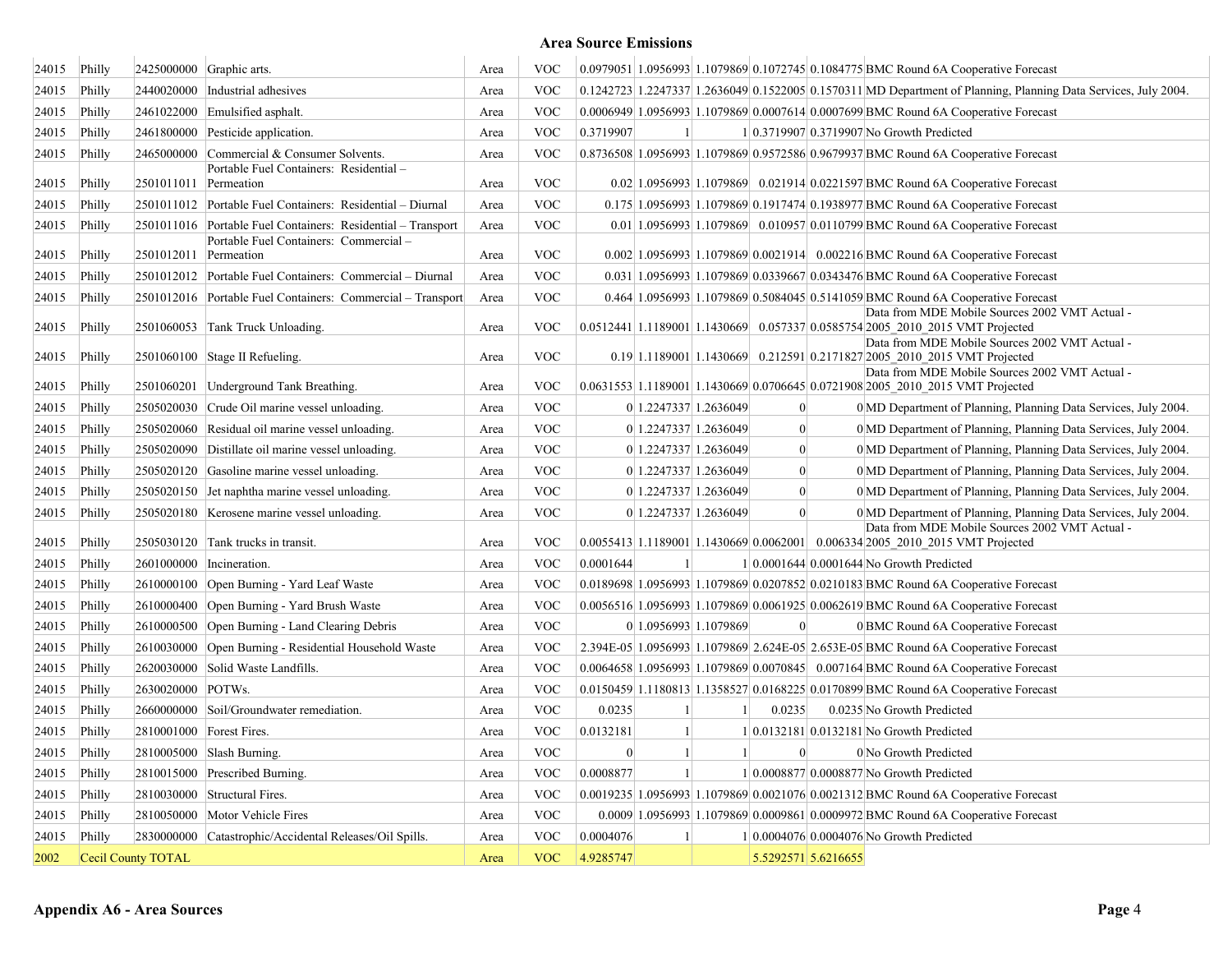## Area Source Emissions

| | | | | | | | | | | | |
|---|---|---|---|---|---|---|---|---|---|---|---|
| 24015 | Philly | 2425000000 | Graphic arts. | Area | VOC | 0.0979051 | 1.0956993 | 1.1079869 | 0.1072745 | 0.1084775 | BMC Round 6A Cooperative Forecast |
| 24015 | Philly | 2440020000 | Industrial adhesives | Area | VOC | 0.1242723 | 1.2247337 | 1.2636049 | 0.1522005 | 0.1570311 | MD Department of Planning, Planning Data Services, July 2004. |
| 24015 | Philly | 2461022000 | Emulsified asphalt. | Area | VOC | 0.0006949 | 1.0956993 | 1.1079869 | 0.0007614 | 0.0007699 | BMC Round 6A Cooperative Forecast |
| 24015 | Philly | 2461800000 | Pesticide application. | Area | VOC | 0.3719907 | 1 | 1 | 0.3719907 | 0.3719907 | No Growth Predicted |
| 24015 | Philly | 2465000000 | Commercial & Consumer Solvents. | Area | VOC | 0.8736508 | 1.0956993 | 1.1079869 | 0.9572586 | 0.9679937 | BMC Round 6A Cooperative Forecast |
| 24015 | Philly | 2501011011 | Portable Fuel Containers: Residential – Permeation | Area | VOC | 0.02 | 1.0956993 | 1.1079869 | 0.021914 | 0.0221597 | BMC Round 6A Cooperative Forecast |
| 24015 | Philly | 2501011012 | Portable Fuel Containers: Residential – Diurnal | Area | VOC | 0.175 | 1.0956993 | 1.1079869 | 0.1917474 | 0.1938977 | BMC Round 6A Cooperative Forecast |
| 24015 | Philly | 2501011016 | Portable Fuel Containers: Residential – Transport | Area | VOC | 0.01 | 1.0956993 | 1.1079869 | 0.010957 | 0.0110799 | BMC Round 6A Cooperative Forecast |
| 24015 | Philly | 2501012011 | Portable Fuel Containers: Commercial – Permeation | Area | VOC | 0.002 | 1.0956993 | 1.1079869 | 0.0021914 | 0.002216 | BMC Round 6A Cooperative Forecast |
| 24015 | Philly | 2501012012 | Portable Fuel Containers: Commercial – Diurnal | Area | VOC | 0.031 | 1.0956993 | 1.1079869 | 0.0339667 | 0.0343476 | BMC Round 6A Cooperative Forecast |
| 24015 | Philly | 2501012016 | Portable Fuel Containers: Commercial – Transport | Area | VOC | 0.464 | 1.0956993 | 1.1079869 | 0.5084045 | 0.5141059 | BMC Round 6A Cooperative Forecast |
| 24015 | Philly | 2501060053 | Tank Truck Unloading. | Area | VOC | 0.0512441 | 1.1189001 | 1.1430669 | 0.057337 | 0.0585754 | Data from MDE Mobile Sources 2002 VMT Actual - 2005_2010_2015 VMT Projected |
| 24015 | Philly | 2501060100 | Stage II Refueling. | Area | VOC | 0.19 | 1.1189001 | 1.1430669 | 0.212591 | 0.2171827 | Data from MDE Mobile Sources 2002 VMT Actual - 2005_2010_2015 VMT Projected |
| 24015 | Philly | 2501060201 | Underground Tank Breathing. | Area | VOC | 0.0631553 | 1.1189001 | 1.1430669 | 0.0706645 | 0.0721908 | Data from MDE Mobile Sources 2002 VMT Actual - 2005_2010_2015 VMT Projected |
| 24015 | Philly | 2505020030 | Crude Oil marine vessel unloading. | Area | VOC | 0 | 1.2247337 | 1.2636049 | 0 | 0 | MD Department of Planning, Planning Data Services, July 2004. |
| 24015 | Philly | 2505020060 | Residual oil marine vessel unloading. | Area | VOC | 0 | 1.2247337 | 1.2636049 | 0 | 0 | MD Department of Planning, Planning Data Services, July 2004. |
| 24015 | Philly | 2505020090 | Distillate oil marine vessel unloading. | Area | VOC | 0 | 1.2247337 | 1.2636049 | 0 | 0 | MD Department of Planning, Planning Data Services, July 2004. |
| 24015 | Philly | 2505020120 | Gasoline marine vessel unloading. | Area | VOC | 0 | 1.2247337 | 1.2636049 | 0 | 0 | MD Department of Planning, Planning Data Services, July 2004. |
| 24015 | Philly | 2505020150 | Jet naphtha marine vessel unloading. | Area | VOC | 0 | 1.2247337 | 1.2636049 | 0 | 0 | MD Department of Planning, Planning Data Services, July 2004. |
| 24015 | Philly | 2505020180 | Kerosene marine vessel unloading. | Area | VOC | 0 | 1.2247337 | 1.2636049 | 0 | 0 | MD Department of Planning, Planning Data Services, July 2004. |
| 24015 | Philly | 2505030120 | Tank trucks in transit. | Area | VOC | 0.0055413 | 1.1189001 | 1.1430669 | 0.0062001 | 0.006334 | Data from MDE Mobile Sources 2002 VMT Actual - 2005_2010_2015 VMT Projected |
| 24015 | Philly | 2601000000 | Incineration. | Area | VOC | 0.0001644 | 1 | 1 | 0.0001644 | 0.0001644 | No Growth Predicted |
| 24015 | Philly | 2610000100 | Open Burning - Yard Leaf Waste | Area | VOC | 0.0189698 | 1.0956993 | 1.1079869 | 0.0207852 | 0.0210183 | BMC Round 6A Cooperative Forecast |
| 24015 | Philly | 2610000400 | Open Burning - Yard Brush Waste | Area | VOC | 0.0056516 | 1.0956993 | 1.1079869 | 0.0061925 | 0.0062619 | BMC Round 6A Cooperative Forecast |
| 24015 | Philly | 2610000500 | Open Burning - Land Clearing Debris | Area | VOC | 0 | 1.0956993 | 1.1079869 | 0 | 0 | BMC Round 6A Cooperative Forecast |
| 24015 | Philly | 2610030000 | Open Burning - Residential Household Waste | Area | VOC | 2.394E-05 | 1.0956993 | 1.1079869 | 2.624E-05 | 2.653E-05 | BMC Round 6A Cooperative Forecast |
| 24015 | Philly | 2620030000 | Solid Waste Landfills. | Area | VOC | 0.0064658 | 1.0956993 | 1.1079869 | 0.0070845 | 0.007164 | BMC Round 6A Cooperative Forecast |
| 24015 | Philly | 2630020000 | POTWs. | Area | VOC | 0.0150459 | 1.1180813 | 1.1358527 | 0.0168225 | 0.0170899 | BMC Round 6A Cooperative Forecast |
| 24015 | Philly | 2660000000 | Soil/Groundwater remediation. | Area | VOC | 0.0235 | 1 | 1 | 0.0235 | 0.0235 | No Growth Predicted |
| 24015 | Philly | 2810001000 | Forest Fires. | Area | VOC | 0.0132181 | 1 | 1 | 0.0132181 | 0.0132181 | No Growth Predicted |
| 24015 | Philly | 2810005000 | Slash Burning. | Area | VOC | 0 | 1 | 1 | 0 | 0 | No Growth Predicted |
| 24015 | Philly | 2810015000 | Prescribed Burning. | Area | VOC | 0.0008877 | 1 | 1 | 0.0008877 | 0.0008877 | No Growth Predicted |
| 24015 | Philly | 2810030000 | Structural Fires. | Area | VOC | 0.0019235 | 1.0956993 | 1.1079869 | 0.0021076 | 0.0021312 | BMC Round 6A Cooperative Forecast |
| 24015 | Philly | 2810050000 | Motor Vehicle Fires | Area | VOC | 0.0009 | 1.0956993 | 1.1079869 | 0.0009861 | 0.0009972 | BMC Round 6A Cooperative Forecast |
| 24015 | Philly | 2830000000 | Catastrophic/Accidental Releases/Oil Spills. | Area | VOC | 0.0004076 | 1 | 1 | 0.0004076 | 0.0004076 | No Growth Predicted |
| 2002 | Cecil County TOTAL | | | Area | VOC | 4.9285747 | | | 5.5292571 | 5.6216655 | |

**Appendix A6 - Area Sources**